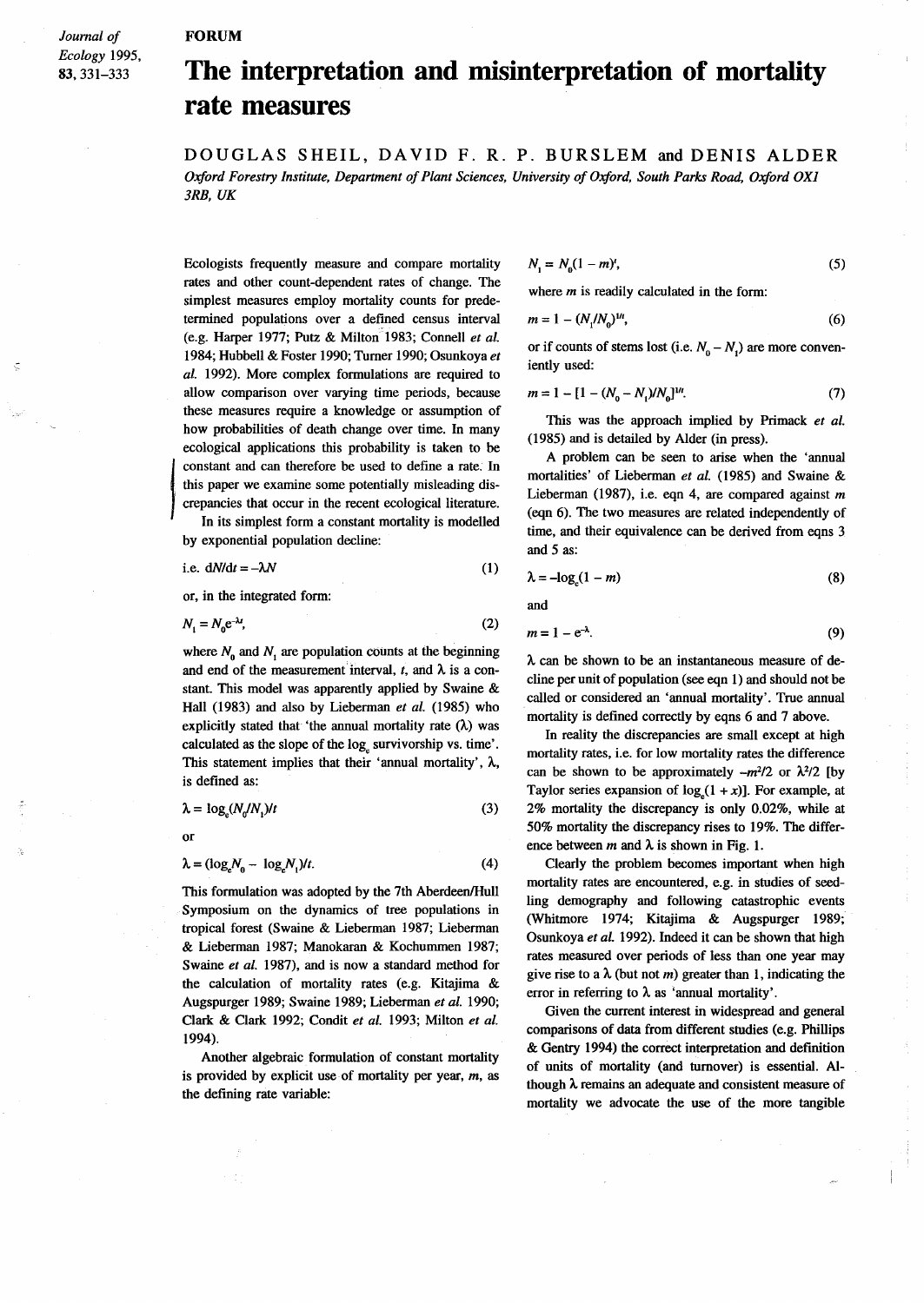FORUM

# The interpretation and misinterpretation of mortality rate measures

DOUGLAS SHEIL, DAVID F. R. P. BURSLEM and DENIS ALDER

*Oxford Forestry Institute, Department of Plant Sciences, University of Oxford, South Parks Road, Oxford OX1 3RB, UK*

Ecologists frequently measure and compare mortality rates and other count-dependent rates of change. The simplest measures employ mortality counts for predetermined populations over a defined census interval (e.g. Harper 1977; Putz & Milton 1983; Connell *et al.* 1984; Hubbell & Foster 1990; Turner 1990; Osunkoya *et al.* 1992). More complex formulations are required to allow comparison over varying time periods, because these measures require a knowledge or assumption of how probabilities of death change over time. In many ecological applications this probability is taken to be constant and can therefore be used to define a rate. In this paper we examine some potentially misleading discrepancies that occur in the recent ecological literature.

In its simplest form a constant mortality is modelled by exponential population decline:

i.e. $$dN/dt = -\lambda N \tag{1}$$

or, in the integrated form:

$$N_1 = N_0 e^{-\lambda t}, \tag{2}$$

where $N_0$ and $N_1$ are population counts at the beginning and end of the measurement interval, $t$, and $\lambda$ is a constant. This model was apparently applied by Swaine & Hall (1983) and also by Lieberman *et al.* (1985) who explicitly stated that 'the annual mortality rate ($\lambda$) was calculated as the slope of the $\log_e$ survivorship vs. time'. This statement implies that their 'annual mortality', $\lambda$, is defined as:

$$\lambda = \log_e(N_0/N_1)/t \tag{3}$$

or

$$\lambda = (\log_e N_0 - \log_e N_1)/t. \tag{4}$$

This formulation was adopted by the 7th Aberdeen/Hull Symposium on the dynamics of tree populations in tropical forest (Swaine & Lieberman 1987; Lieberman & Lieberman 1987; Manokaran & Kochummen 1987; Swaine *et al.* 1987), and is now a standard method for the calculation of mortality rates (e.g. Kitajima & Augspurger 1989; Swaine 1989; Lieberman *et al.* 1990; Clark & Clark 1992; Condit *et al.* 1993; Milton *et al.* 1994).

Another algebraic formulation of constant mortality is provided by explicit use of mortality per year, $m$, as the defining rate variable:

$$N_1 = N_0(1 - m)^t, \tag{5}$$

where $m$ is readily calculated in the form:

$$m = 1 - (N_1/N_0)^{1/t}, \tag{6}$$

or if counts of stems lost (i.e. $N_0 - N_1$) are more conveniently used:

$$m = 1 - [1 - (N_0 - N_1)/N_0]^{1/t}. \tag{7}$$

This was the approach implied by Primack *et al.* (1985) and is detailed by Alder (in press).

A problem can be seen to arise when the 'annual mortalities' of Lieberman *et al.* (1985) and Swaine & Lieberman (1987), i.e. eqn 4, are compared against $m$ (eqn 6). The two measures are related independently of time, and their equivalence can be derived from eqns 3 and 5 as:

$$\lambda = -\log_e(1 - m) \tag{8}$$

and

$$m = 1 - e^{-\lambda}. \tag{9}$$

$\lambda$ can be shown to be an instantaneous measure of decline per unit of population (see eqn 1) and should not be called or considered an 'annual mortality'. True annual mortality is defined correctly by eqns 6 and 7 above.

In reality the discrepancies are small except at high mortality rates, i.e. for low mortality rates the difference can be shown to be approximately $-m^2/2$ or $\lambda^2/2$ [by Taylor series expansion of $\log_e(1 + x)$]. For example, at 2% mortality the discrepancy is only 0.02%, while at 50% mortality the discrepancy rises to 19%. The difference between $m$ and $\lambda$ is shown in Fig. 1.

Clearly the problem becomes important when high mortality rates are encountered, e.g. in studies of seedling demography and following catastrophic events (Whitmore 1974; Kitajima & Augspurger 1989; Osunkoya *et al.* 1992). Indeed it can be shown that high rates measured over periods of less than one year may give rise to a $\lambda$ (but not $m$) greater than 1, indicating the error in referring to $\lambda$ as 'annual mortality'.

Given the current interest in widespread and general comparisons of data from different studies (e.g. Phillips & Gentry 1994) the correct interpretation and definition of units of mortality (and turnover) is essential. Although $\lambda$ remains an adequate and consistent measure of mortality we advocate the use of the more tangible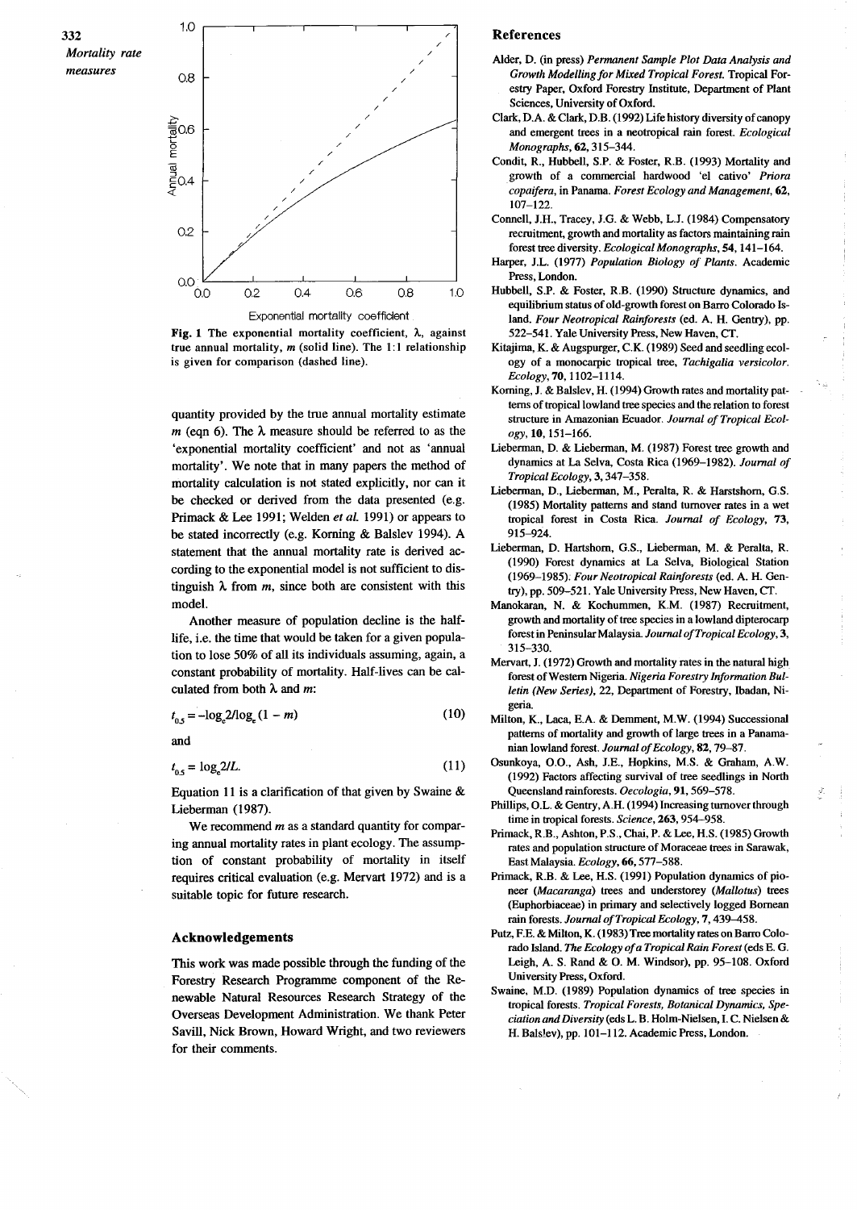Fig. 1 The exponential mortality coefficient, $\lambda$, against true annual mortality, $m$ (solid line). The 1:1 relationship is given for comparison (dashed line).

quantity provided by the true annual mortality estimate $m$ (eqn 6). The $\lambda$ measure should be referred to as the 'exponential mortality coefficient' and not as 'annual mortality'. We note that in many papers the method of mortality calculation is not stated explicitly, nor can it be checked or derived from the data presented (e.g. Primack & Lee 1991; Welden *et al.* 1991) or appears to be stated incorrectly (e.g. Korning & Balslev 1994). A statement that the annual mortality rate is derived according to the exponential model is not sufficient to distinguish $\lambda$ from $m$, since both are consistent with this model.

Another measure of population decline is the half-life, i.e. the time that would be taken for a given population to lose 50% of all its individuals assuming, again, a constant probability of mortality. Half-lives can be calculated from both $\lambda$ and $m$:

$$t_{0.5} = -\log_e 2 / \log_e (1 - m) \tag{10}$$

and

$$t_{0.5} = \log_e 2 / L. \tag{11}$$

Equation 11 is a clarification of that given by Swaine & Lieberman (1987).

We recommend $m$ as a standard quantity for comparing annual mortality rates in plant ecology. The assumption of constant probability of mortality in itself requires critical evaluation (e.g. Mervart 1972) and is a suitable topic for future research.

## Acknowledgements

This work was made possible through the funding of the Forestry Research Programme component of the Renewable Natural Resources Research Strategy of the Overseas Development Administration. We thank Peter Savill, Nick Brown, Howard Wright, and two reviewers for their comments.

## References

Alder, D. (in press) *Permanent Sample Plot Data Analysis and Growth Modelling for Mixed Tropical Forest.* Tropical Forestry Paper, Oxford Forestry Institute, Department of Plant Sciences, University of Oxford.

Clark, D.A. & Clark, D.B. (1992) Life history diversity of canopy and emergent trees in a neotropical rain forest. *Ecological Monographs*, **62**, 315–344.

Condit, R., Hubbell, S.P. & Foster, R.B. (1993) Mortality and growth of a commercial hardwood 'el cativo' *Priora copaifera*, in Panama. *Forest Ecology and Management*, **62**, 107–122.

Connell, J.H., Tracey, J.G. & Webb, L.J. (1984) Compensatory recruitment, growth and mortality as factors maintaining rain forest tree diversity. *Ecological Monographs*, **54**, 141–164.

Harper, J.L. (1977) *Population Biology of Plants.* Academic Press, London.

Hubbell, S.P. & Foster, R.B. (1990) Structure dynamics, and equilibrium status of old-growth forest on Barro Colorado Island. *Four Neotropical Rainforests* (ed. A. H. Gentry), pp. 522–541. Yale University Press, New Haven, CT.

Kitajima, K. & Augspurger, C.K. (1989) Seed and seedling ecology of a monocarpic tropical tree, *Tachigalia versicolor*. *Ecology*, **70**, 1102–1114.

Korning, J. & Balslev, H. (1994) Growth rates and mortality patterns of tropical lowland tree species and the relation to forest structure in Amazonian Ecuador. *Journal of Tropical Ecology*, **10**, 151–166.

Lieberman, D. & Lieberman, M. (1987) Forest tree growth and dynamics at La Selva, Costa Rica (1969–1982). *Journal of Tropical Ecology*, **3**, 347–358.

Lieberman, D., Lieberman, M., Peralta, R. & Harstshorn, G.S. (1985) Mortality patterns and stand turnover rates in a wet tropical forest in Costa Rica. *Journal of Ecology*, **73**, 915–924.

Lieberman, D. Hartshorn, G.S., Lieberman, M. & Peralta, R. (1990) Forest dynamics at La Selva, Biological Station (1969–1985). *Four Neotropical Rainforests* (ed. A. H. Gentry), pp. 509–521. Yale University Press, New Haven, CT.

Manokaran, N. & Kochummen, K.M. (1987) Recruitment, growth and mortality of tree species in a lowland dipterocarp forest in Peninsular Malaysia. *Journal of Tropical Ecology*, **3**, 315–330.

Mervart, J. (1972) Growth and mortality rates in the natural high forest of Western Nigeria. *Nigeria Forestry Information Bulletin (New Series)*, 22, Department of Forestry, Ibadan, Nigeria.

Milton, K., Laca, E.A. & Demment, M.W. (1994) Successional patterns of mortality and growth of large trees in a Panamanian lowland forest. *Journal of Ecology*, **82**, 79–87.

Osunkoya, O.O., Ash, J.E., Hopkins, M.S. & Graham, A.W. (1992) Factors affecting survival of tree seedlings in North Queensland rainforests. *Oecologia*, **91**, 569–578.

Phillips, O.L. & Gentry, A.H. (1994) Increasing turnover through time in tropical forests. *Science*, **263**, 954–958.

Primack, R.B., Ashton, P.S., Chai, P. & Lee, H.S. (1985) Growth rates and population structure of Moraceae trees in Sarawak, East Malaysia. *Ecology*, **66**, 577–588.

Primack, R.B. & Lee, H.S. (1991) Population dynamics of pioneer (*Macaranga*) trees and understorey (*Mallotus*) trees (Euphorbiaceae) in primary and selectively logged Bornean rain forests. *Journal of Tropical Ecology*, **7**, 439–458.

Putz, F.E. & Milton, K. (1983) Tree mortality rates on Barro Colorado Island. *The Ecology of a Tropical Rain Forest* (eds E. G. Leigh, A. S. Rand & O. M. Windsor), pp. 95–108. Oxford University Press, Oxford.

Swaine, M.D. (1989) Population dynamics of tree species in tropical forests. *Tropical Forests, Botanical Dynamics, Speciation and Diversity* (eds L. B. Holm-Nielsen, I. C. Nielsen & H. Balslev), pp. 101–112. Academic Press, London.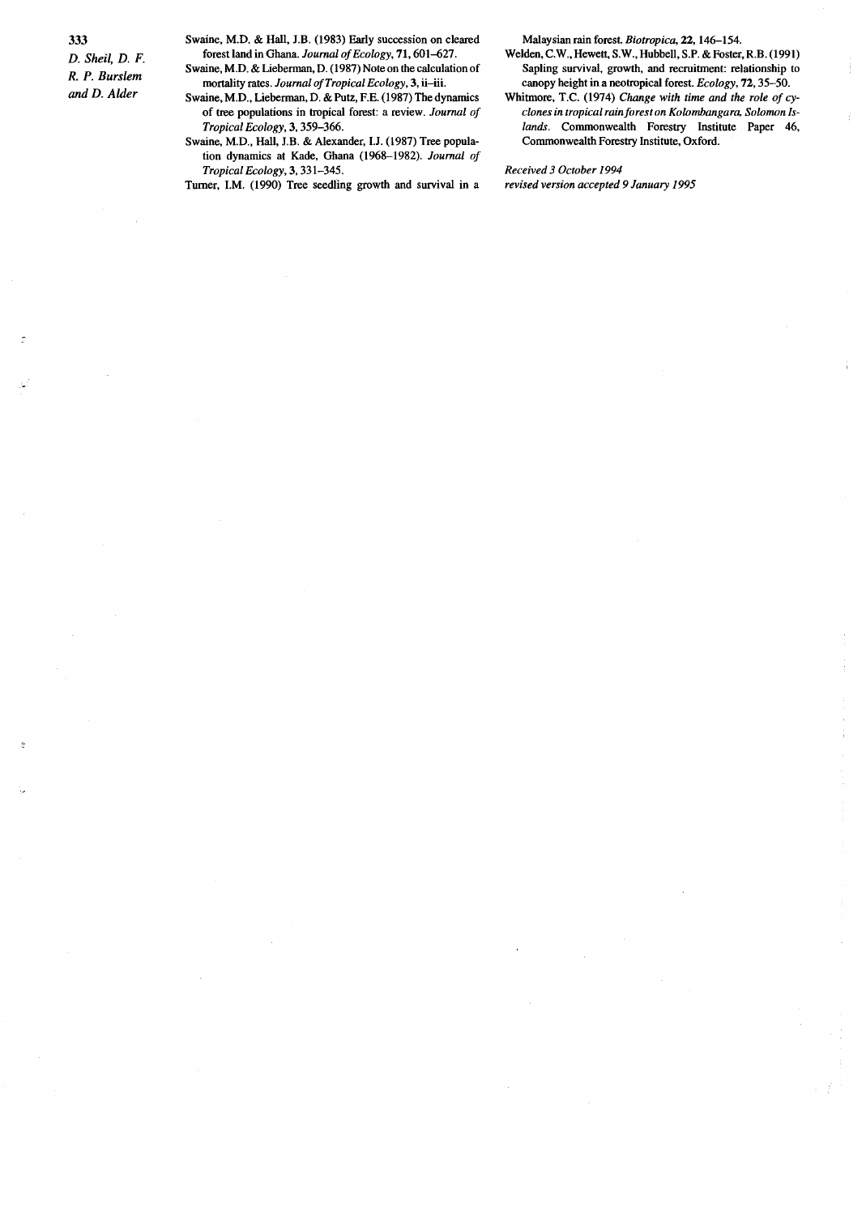Swaine, M.D. & Hall, J.B. (1983) Early succession on cleared forest land in Ghana. *Journal of Ecology*, **71**, 601–627.

Swaine, M.D. & Lieberman, D. (1987) Note on the calculation of mortality rates. *Journal of Tropical Ecology*, **3**, ii–iii.

Swaine, M.D., Lieberman, D. & Putz, F.E. (1987) The dynamics of tree populations in tropical forest: a review. *Journal of Tropical Ecology*, **3**, 359–366.

Swaine, M.D., Hall, J.B. & Alexander, I.J. (1987) Tree population dynamics at Kade, Ghana (1968–1982). *Journal of Tropical Ecology*, **3**, 331–345.

Turner, I.M. (1990) Tree seedling growth and survival in a Malaysian rain forest. *Biotropica*, **22**, 146–154.

Welden, C.W., Hewett, S.W., Hubbell, S.P. & Foster, R.B. (1991) Sapling survival, growth, and recruitment: relationship to canopy height in a neotropical forest. *Ecology*, **72**, 35–50.

Whitmore, T.C. (1974) *Change with time and the role of cyclones in tropical rain forest on Kolombangara, Solomon Islands.* Commonwealth Forestry Institute Paper 46, Commonwealth Forestry Institute, Oxford.

*Received 3 October 1994*
*revised version accepted 9 January 1995*